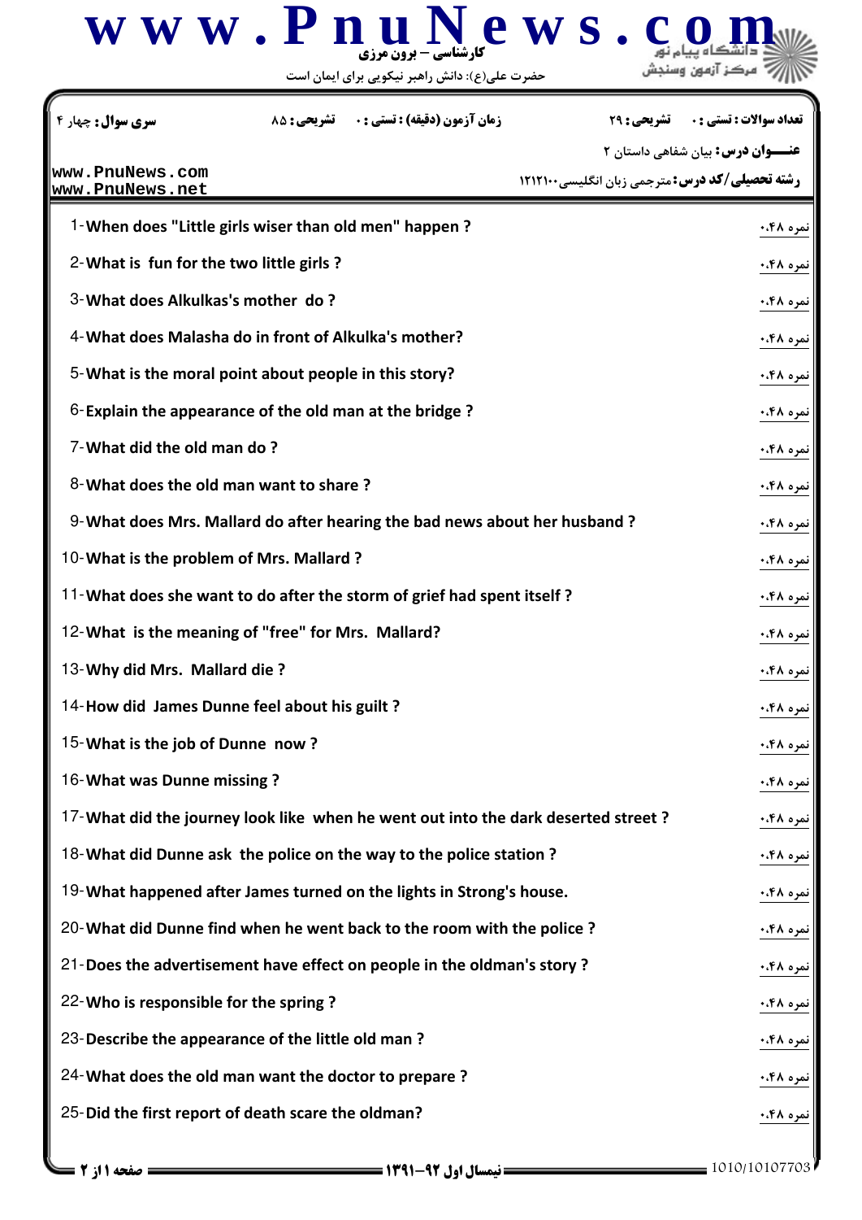**سری سوال:** چهار ۴ | **زمان آزمون (دقیقه) : تستی :** ۰ **تشریحی :** ۸۵ | **تعداد سوالات : تستی :** ۰ **تشریحی :** ۲۹

**عنـــوان درس:** بیان شفاهی داستان ۲

**رشته تحصیلی/کد درس:** مترجمی زبان انگلیسی۱۲۱۲۱۰۰

1-When does "Little girls wiser than old men" happen ? — نمره ۰.۴۸

2-What is fun for the two little girls ? — نمره ۰.۴۸

3-What does Alkulkas's mother do ? — نمره ۰.۴۸

4-What does Malasha do in front of Alkulka's mother? — نمره ۰.۴۸

5-What is the moral point about people in this story? — نمره ۰.۴۸

6-Explain the appearance of the old man at the bridge ? — نمره ۰.۴۸

7-What did the old man do ? — نمره ۰.۴۸

8-What does the old man want to share ? — نمره ۰.۴۸

9-What does Mrs. Mallard do after hearing the bad news about her husband ? — نمره ۰.۴۸

10-What is the problem of Mrs. Mallard ? — نمره ۰.۴۸

11-What does she want to do after the storm of grief had spent itself ? — نمره ۰.۴۸

12-What is the meaning of "free" for Mrs. Mallard? — نمره ۰.۴۸

13-Why did Mrs. Mallard die ? — نمره ۰.۴۸

14-How did James Dunne feel about his guilt ? — نمره ۰.۴۸

15-What is the job of Dunne now ? — نمره ۰.۴۸

16-What was Dunne missing ? — نمره ۰.۴۸

17-What did the journey look like when he went out into the dark deserted street ? — نمره ۰.۴۸

18-What did Dunne ask the police on the way to the police station ? — نمره ۰.۴۸

19-What happened after James turned on the lights in Strong's house. — نمره ۰.۴۸

20-What did Dunne find when he went back to the room with the police ? — نمره ۰.۴۸

21-Does the advertisement have effect on people in the oldman's story ? — نمره ۰.۴۸

22-Who is responsible for the spring ? — نمره ۰.۴۸

23-Describe the appearance of the little old man ? — نمره ۰.۴۸

24-What does the old man want the doctor to prepare ? — نمره ۰.۴۸

25-Did the first report of death scare the oldman? — نمره ۰.۴۸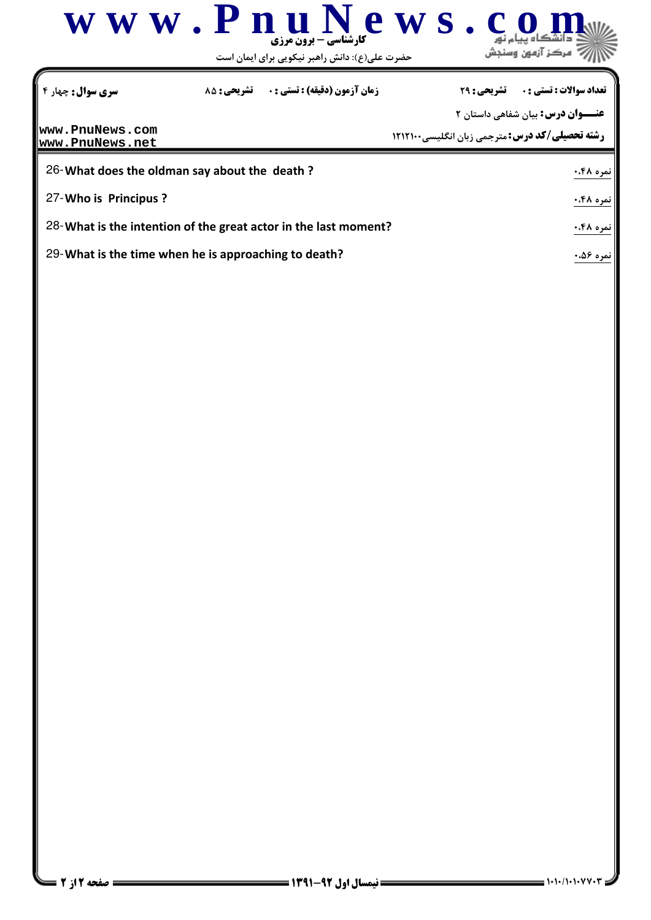| | | |
|---|---|---|
| **سری سوال:** چهار ۴ | **زمان آزمون (دقیقه) : تستی : ۰ تشریحی : ۸۵** | **تعداد سوالات : تستی : ۰ تشریحی : ۲۹** |
| www.PnuNews.com<br>www.PnuNews.net | | **عنـــوان درس:** بیان شفاهی داستان ۲<br>**رشته تحصیلی/کد درس:** مترجمی زبان انگلیسی ۱۲۱۲۱۰۰ |

26-**What does the oldman say about the death ?** — نمره ۰.۴۸

27-**Who is Principus ?** — نمره ۰.۴۸

28-**What is the intention of the great actor in the last moment?** — نمره ۰.۴۸

29-**What is the time when he is approaching to death?** — نمره ۰.۵۶